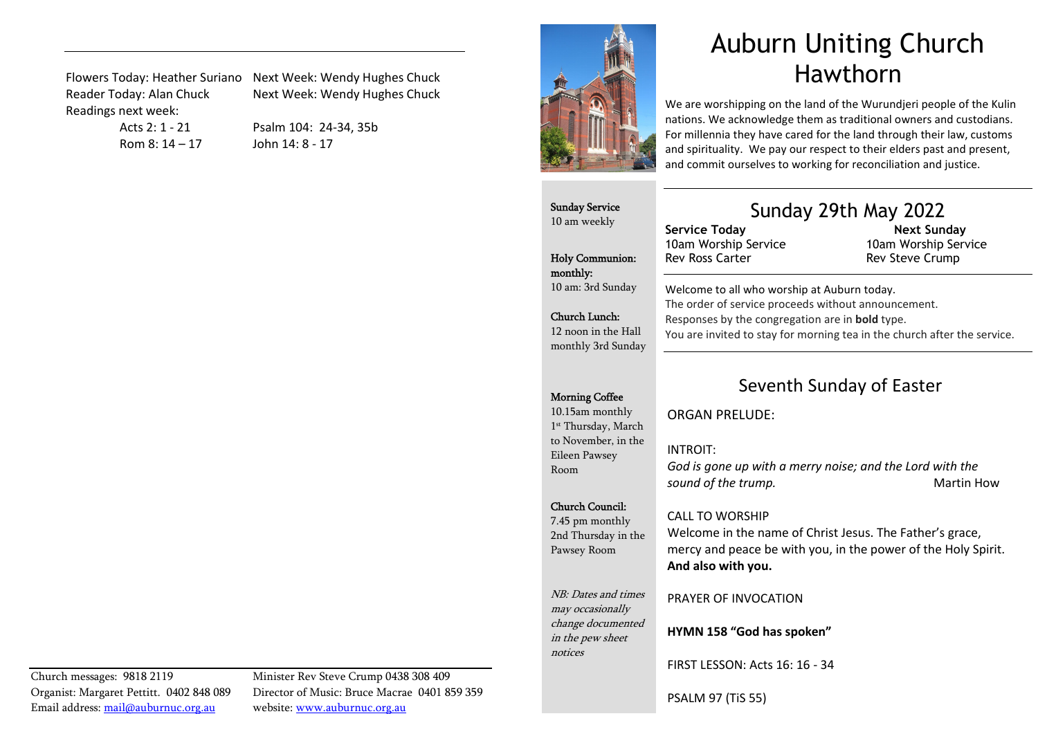Flowers Today: Heather Suriano Next Week: Wendy Hughes Chuck
Reader Today: Alan Chuck Next Week: Wendy Hughes Chuck
Readings next week:

Acts 2: 1 - 21 Psalm 104: 24-34, 35b
Rom 8: 14 – 17 John 14: 8 - 17

Church messages: 9818 2119
Organist: Margaret Pettitt. 0402 848 089
Email address: mail@auburnuc.org.au

Minister Rev Steve Crump 0438 308 409
Director of Music: Bruce Macrae 0401 859 359
website: www.auburnuc.org.au

# Auburn Uniting Church Hawthorn

We are worshipping on the land of the Wurundjeri people of the Kulin nations. We acknowledge them as traditional owners and custodians. For millennia they have cared for the land through their law, customs and spirituality. We pay our respect to their elders past and present, and commit ourselves to working for reconciliation and justice.

**Sunday Service**
10 am weekly

**Holy Communion: monthly:**
10 am: 3rd Sunday

**Church Lunch:**
12 noon in the Hall monthly 3rd Sunday

**Morning Coffee**
10.15am monthly 1st Thursday, March to November, in the Eileen Pawsey Room

**Church Council:**
7.45 pm monthly 2nd Thursday in the Pawsey Room

*NB: Dates and times may occasionally change documented in the pew sheet notices*

## Sunday 29th May 2022

**Service Today**
10am Worship Service
Rev Ross Carter

**Next Sunday**
10am Worship Service
Rev Steve Crump

Welcome to all who worship at Auburn today.
The order of service proceeds without announcement.
Responses by the congregation are in **bold** type.
You are invited to stay for morning tea in the church after the service.

## Seventh Sunday of Easter

ORGAN PRELUDE:

INTROIT:
*God is gone up with a merry noise; and the Lord with the sound of the trump.* Martin How

CALL TO WORSHIP
Welcome in the name of Christ Jesus. The Father's grace, mercy and peace be with you, in the power of the Holy Spirit.
**And also with you.**

PRAYER OF INVOCATION

**HYMN 158 "God has spoken"**

FIRST LESSON: Acts 16: 16 - 34

PSALM 97 (TiS 55)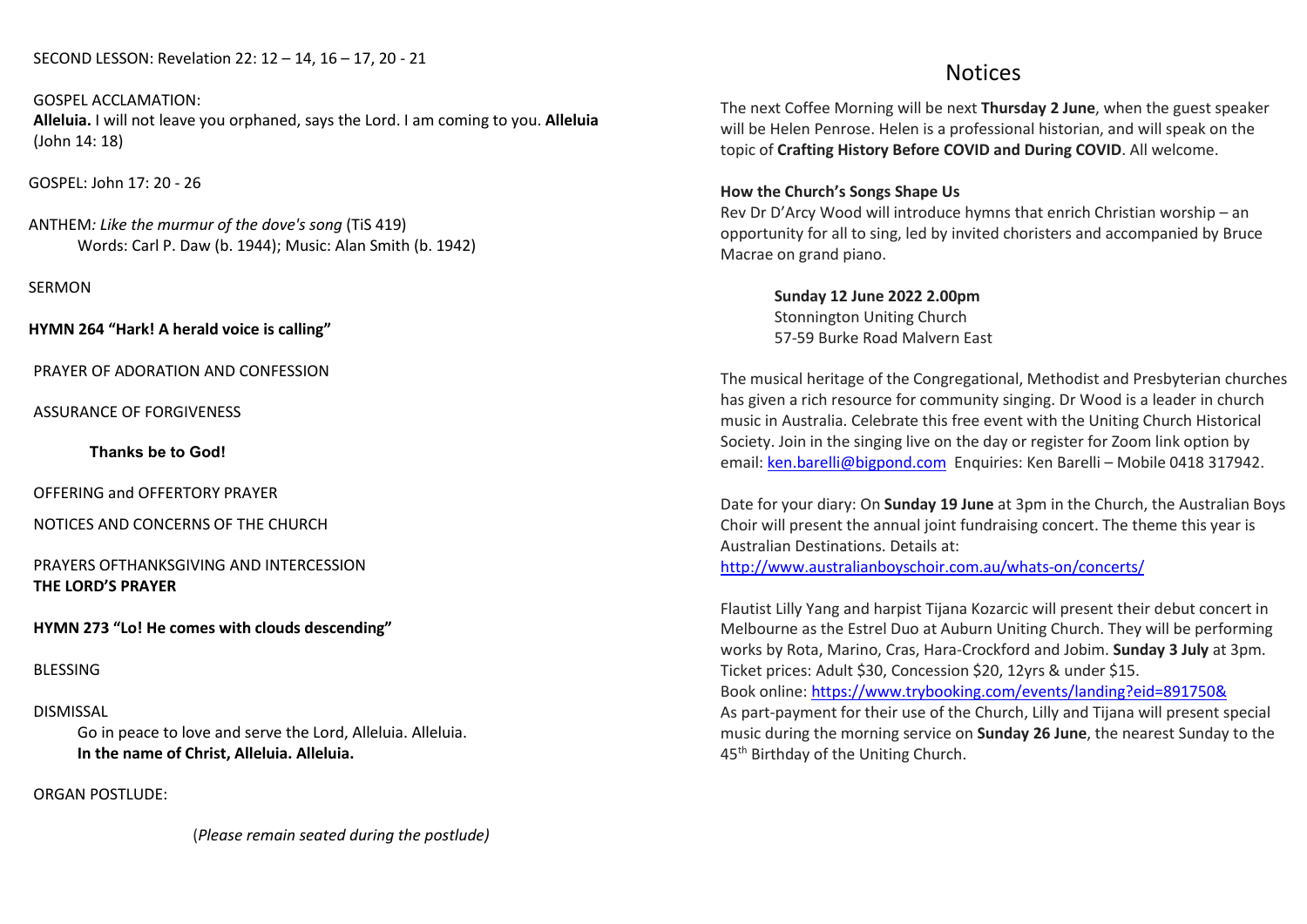SECOND LESSON: Revelation 22: 12 – 14, 16 – 17, 20 - 21

GOSPEL ACCLAMATION:
**Alleluia.** I will not leave you orphaned, says the Lord. I am coming to you. **Alleluia** (John 14: 18)

GOSPEL: John 17: 20 - 26

ANTHEM*: Like the murmur of the dove's song* (TiS 419)
Words: Carl P. Daw (b. 1944); Music: Alan Smith (b. 1942)

SERMON

**HYMN 264 "Hark! A herald voice is calling"**

PRAYER OF ADORATION AND CONFESSION

ASSURANCE OF FORGIVENESS

**Thanks be to God!**

OFFERING and OFFERTORY PRAYER

NOTICES AND CONCERNS OF THE CHURCH

PRAYERS OFTHANKSGIVING AND INTERCESSION
**THE LORD'S PRAYER**

**HYMN 273 "Lo! He comes with clouds descending"**

BLESSING

DISMISSAL
Go in peace to love and serve the Lord, Alleluia. Alleluia.
**In the name of Christ, Alleluia. Alleluia.**

ORGAN POSTLUDE:

(*Please remain seated during the postlude)*

# Notices

The next Coffee Morning will be next **Thursday 2 June**, when the guest speaker will be Helen Penrose. Helen is a professional historian, and will speak on the topic of **Crafting History Before COVID and During COVID**. All welcome.

**How the Church's Songs Shape Us**
Rev Dr D'Arcy Wood will introduce hymns that enrich Christian worship – an opportunity for all to sing, led by invited choristers and accompanied by Bruce Macrae on grand piano.

**Sunday 12 June 2022 2.00pm**
Stonnington Uniting Church
57-59 Burke Road Malvern East

The musical heritage of the Congregational, Methodist and Presbyterian churches has given a rich resource for community singing. Dr Wood is a leader in church music in Australia. Celebrate this free event with the Uniting Church Historical Society. Join in the singing live on the day or register for Zoom link option by email: ken.barelli@bigpond.com Enquiries: Ken Barelli – Mobile 0418 317942.

Date for your diary: On **Sunday 19 June** at 3pm in the Church, the Australian Boys Choir will present the annual joint fundraising concert. The theme this year is Australian Destinations. Details at:
http://www.australianboyschoir.com.au/whats-on/concerts/

Flautist Lilly Yang and harpist Tijana Kozarcic will present their debut concert in Melbourne as the Estrel Duo at Auburn Uniting Church. They will be performing works by Rota, Marino, Cras, Hara-Crockford and Jobim. **Sunday 3 July** at 3pm. Ticket prices: Adult $30, Concession $20, 12yrs & under $15.
Book online: https://www.trybooking.com/events/landing?eid=891750&
As part-payment for their use of the Church, Lilly and Tijana will present special music during the morning service on **Sunday 26 June**, the nearest Sunday to the 45th Birthday of the Uniting Church.